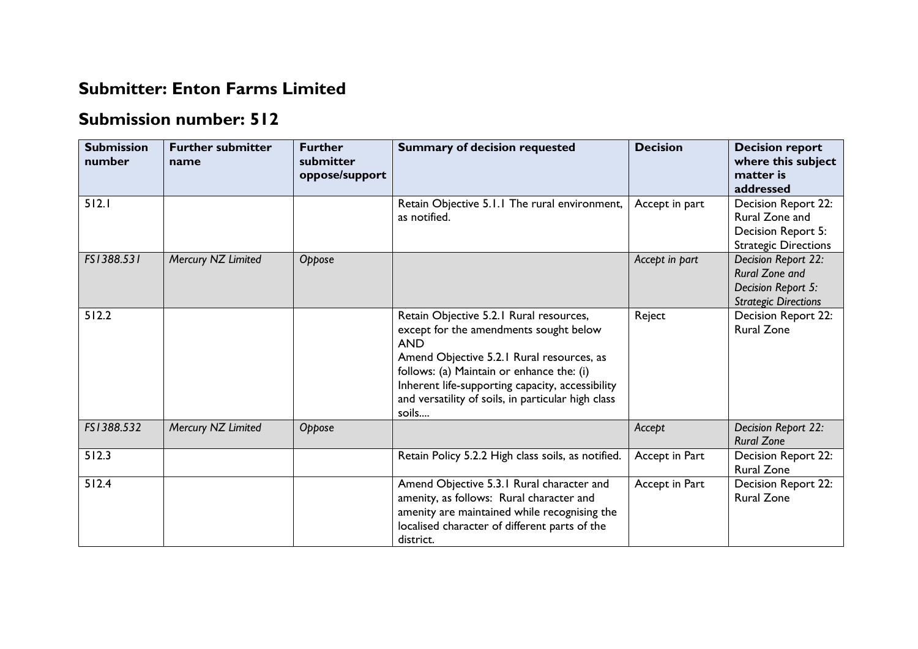## Submitter: Enton Farms Limited

## Submission number: 512

| Submission number | Further submitter name | Further submitter oppose/support | Summary of decision requested | Decision | Decision report where this subject matter is addressed |
|---|---|---|---|---|---|
| 512.1 | | | Retain Objective 5.1.1 The rural environment, as notified. | Accept in part | Decision Report 22: Rural Zone and Decision Report 5: Strategic Directions |
| *FS1388.531* | *Mercury NZ Limited* | *Oppose* | | *Accept in part* | *Decision Report 22: Rural Zone and Decision Report 5: Strategic Directions* |
| 512.2 | | | Retain Objective 5.2.1 Rural resources, except for the amendments sought below AND Amend Objective 5.2.1 Rural resources, as follows: (a) Maintain or enhance the: (i) Inherent life-supporting capacity, accessibility and versatility of soils, in particular high class soils.... | Reject | Decision Report 22: Rural Zone |
| *FS1388.532* | *Mercury NZ Limited* | *Oppose* | | *Accept* | *Decision Report 22: Rural Zone* |
| 512.3 | | | Retain Policy 5.2.2 High class soils, as notified. | Accept in Part | Decision Report 22: Rural Zone |
| 512.4 | | | Amend Objective 5.3.1 Rural character and amenity, as follows: Rural character and amenity are maintained while recognising the localised character of different parts of the district. | Accept in Part | Decision Report 22: Rural Zone |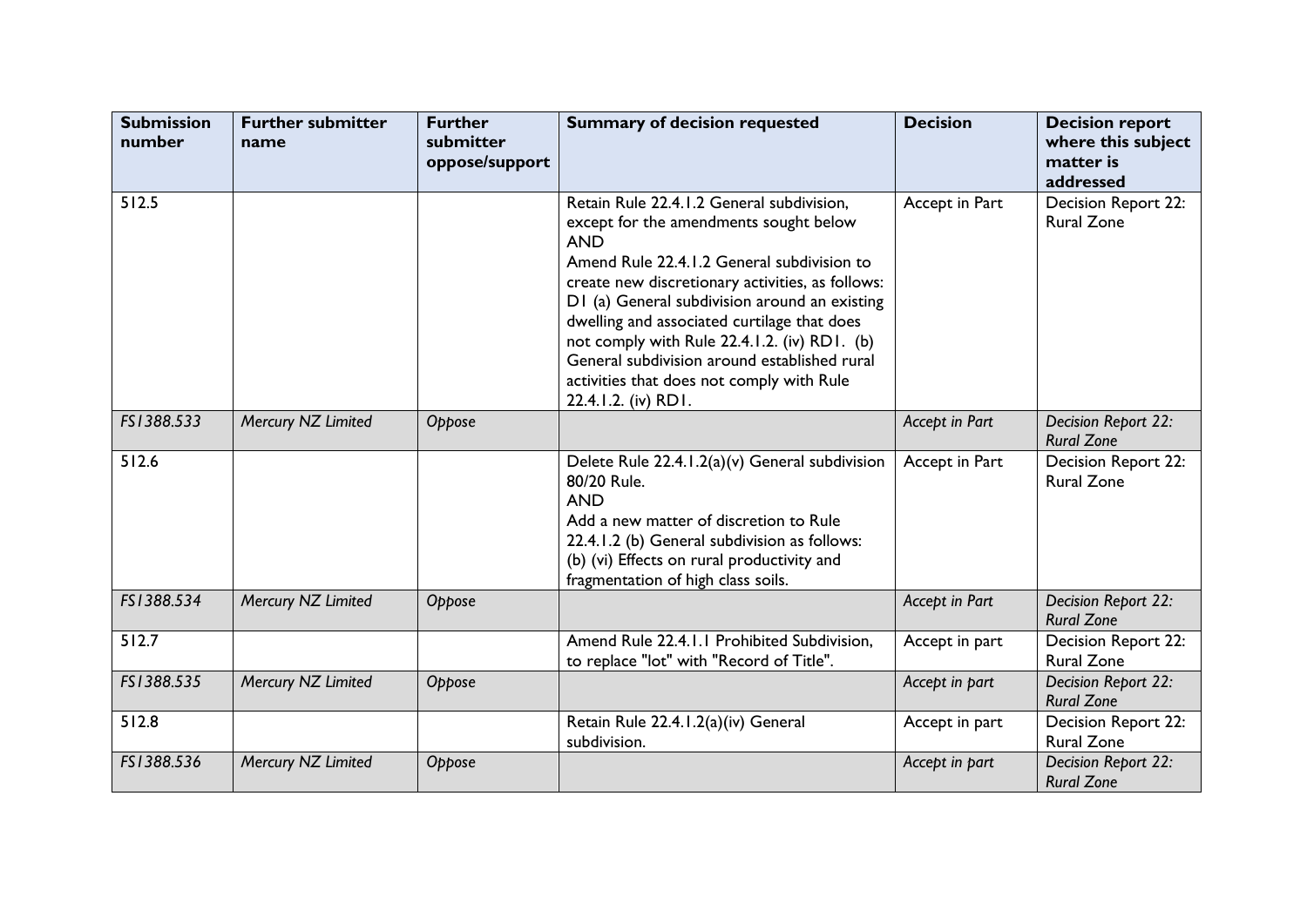| Submission number | Further submitter name | Further submitter oppose/support | Summary of decision requested | Decision | Decision report where this subject matter is addressed |
|---|---|---|---|---|---|
| 512.5 | | | Retain Rule 22.4.1.2 General subdivision, except for the amendments sought below<br>AND<br>Amend Rule 22.4.1.2 General subdivision to create new discretionary activities, as follows: D1 (a) General subdivision around an existing dwelling and associated curtilage that does not comply with Rule 22.4.1.2. (iv) RD1. (b) General subdivision around established rural activities that does not comply with Rule 22.4.1.2. (iv) RD1. | Accept in Part | Decision Report 22: Rural Zone |
| *FS1388.533* | *Mercury NZ Limited* | *Oppose* | | *Accept in Part* | *Decision Report 22: Rural Zone* |
| 512.6 | | | Delete Rule 22.4.1.2(a)(v) General subdivision 80/20 Rule.<br>AND<br>Add a new matter of discretion to Rule 22.4.1.2 (b) General subdivision as follows: (b) (vi) Effects on rural productivity and fragmentation of high class soils. | Accept in Part | Decision Report 22: Rural Zone |
| *FS1388.534* | *Mercury NZ Limited* | *Oppose* | | *Accept in Part* | *Decision Report 22: Rural Zone* |
| 512.7 | | | Amend Rule 22.4.1.1 Prohibited Subdivision, to replace "lot" with "Record of Title". | Accept in part | Decision Report 22: Rural Zone |
| *FS1388.535* | *Mercury NZ Limited* | *Oppose* | | *Accept in part* | *Decision Report 22: Rural Zone* |
| 512.8 | | | Retain Rule 22.4.1.2(a)(iv) General subdivision. | Accept in part | Decision Report 22: Rural Zone |
| *FS1388.536* | *Mercury NZ Limited* | *Oppose* | | *Accept in part* | *Decision Report 22: Rural Zone* |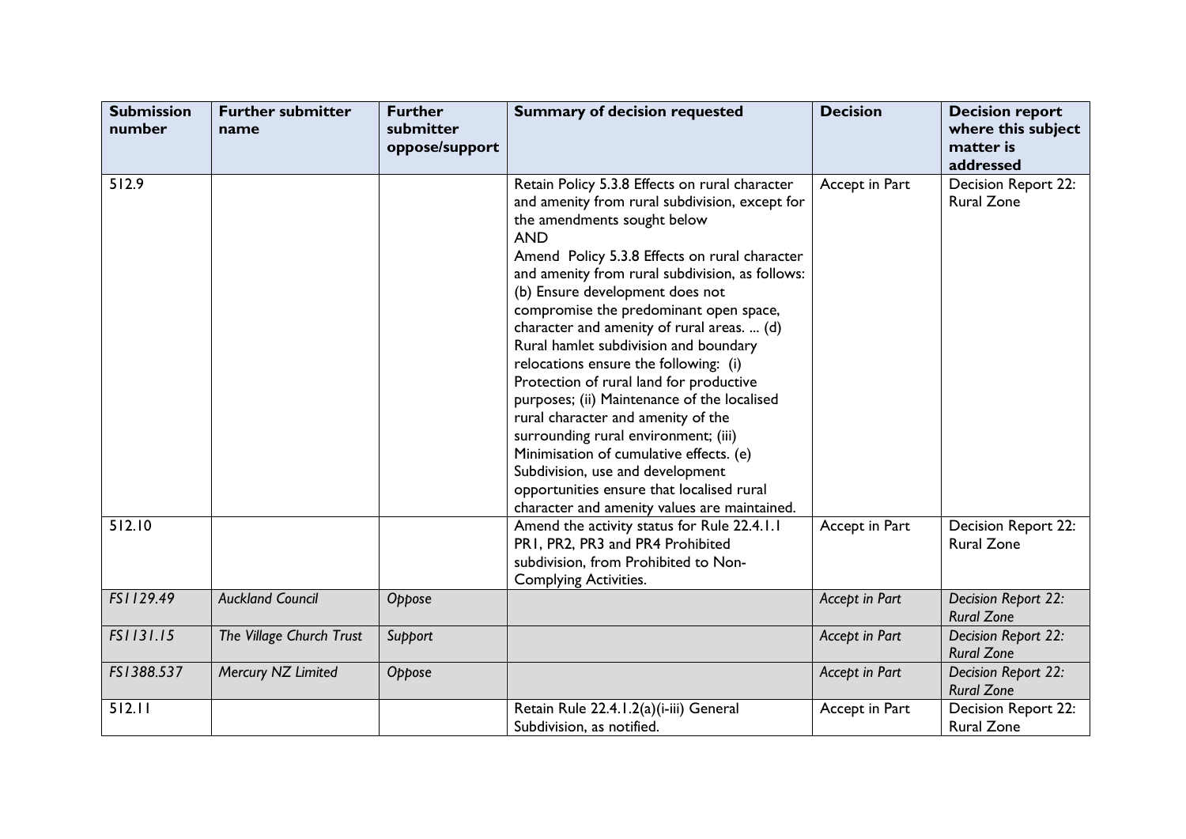| Submission number | Further submitter name | Further submitter oppose/support | Summary of decision requested | Decision | Decision report where this subject matter is addressed |
|---|---|---|---|---|---|
| 512.9 | | | Retain Policy 5.3.8 Effects on rural character and amenity from rural subdivision, except for the amendments sought below<br>AND<br>Amend Policy 5.3.8 Effects on rural character and amenity from rural subdivision, as follows: (b) Ensure development does not compromise the predominant open space, character and amenity of rural areas. ... (d) Rural hamlet subdivision and boundary relocations ensure the following: (i) Protection of rural land for productive purposes; (ii) Maintenance of the localised rural character and amenity of the surrounding rural environment; (iii) Minimisation of cumulative effects. (e) Subdivision, use and development opportunities ensure that localised rural character and amenity values are maintained. | Accept in Part | Decision Report 22: Rural Zone |
| 512.10 | | | Amend the activity status for Rule 22.4.1.1 PR1, PR2, PR3 and PR4 Prohibited subdivision, from Prohibited to Non-Complying Activities. | Accept in Part | Decision Report 22: Rural Zone |
| *FS1129.49* | *Auckland Council* | *Oppose* | | *Accept in Part* | *Decision Report 22: Rural Zone* |
| *FS1131.15* | *The Village Church Trust* | *Support* | | *Accept in Part* | *Decision Report 22: Rural Zone* |
| *FS1388.537* | *Mercury NZ Limited* | *Oppose* | | *Accept in Part* | *Decision Report 22: Rural Zone* |
| 512.11 | | | Retain Rule 22.4.1.2(a)(i-iii) General Subdivision, as notified. | Accept in Part | Decision Report 22: Rural Zone |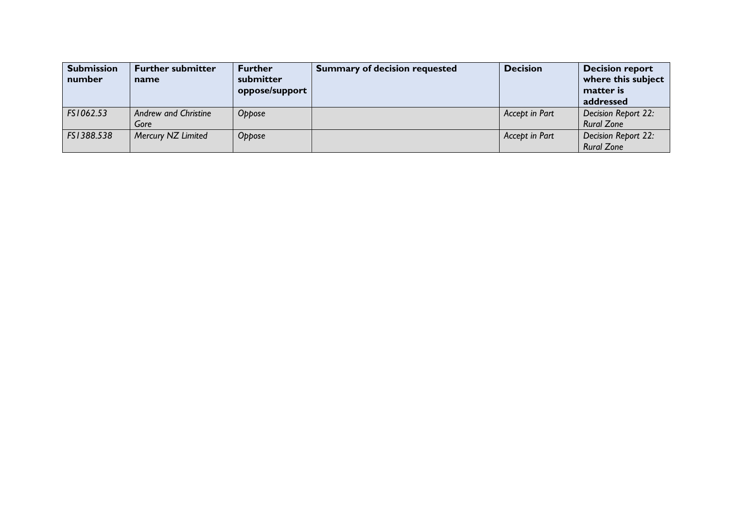| Submission number | Further submitter name | Further submitter oppose/support | Summary of decision requested | Decision | Decision report where this subject matter is addressed |
|---|---|---|---|---|---|
| *FS1062.53* | *Andrew and Christine Gore* | *Oppose* | | *Accept in Part* | *Decision Report 22: Rural Zone* |
| *FS1388.538* | *Mercury NZ Limited* | *Oppose* | | *Accept in Part* | *Decision Report 22: Rural Zone* |